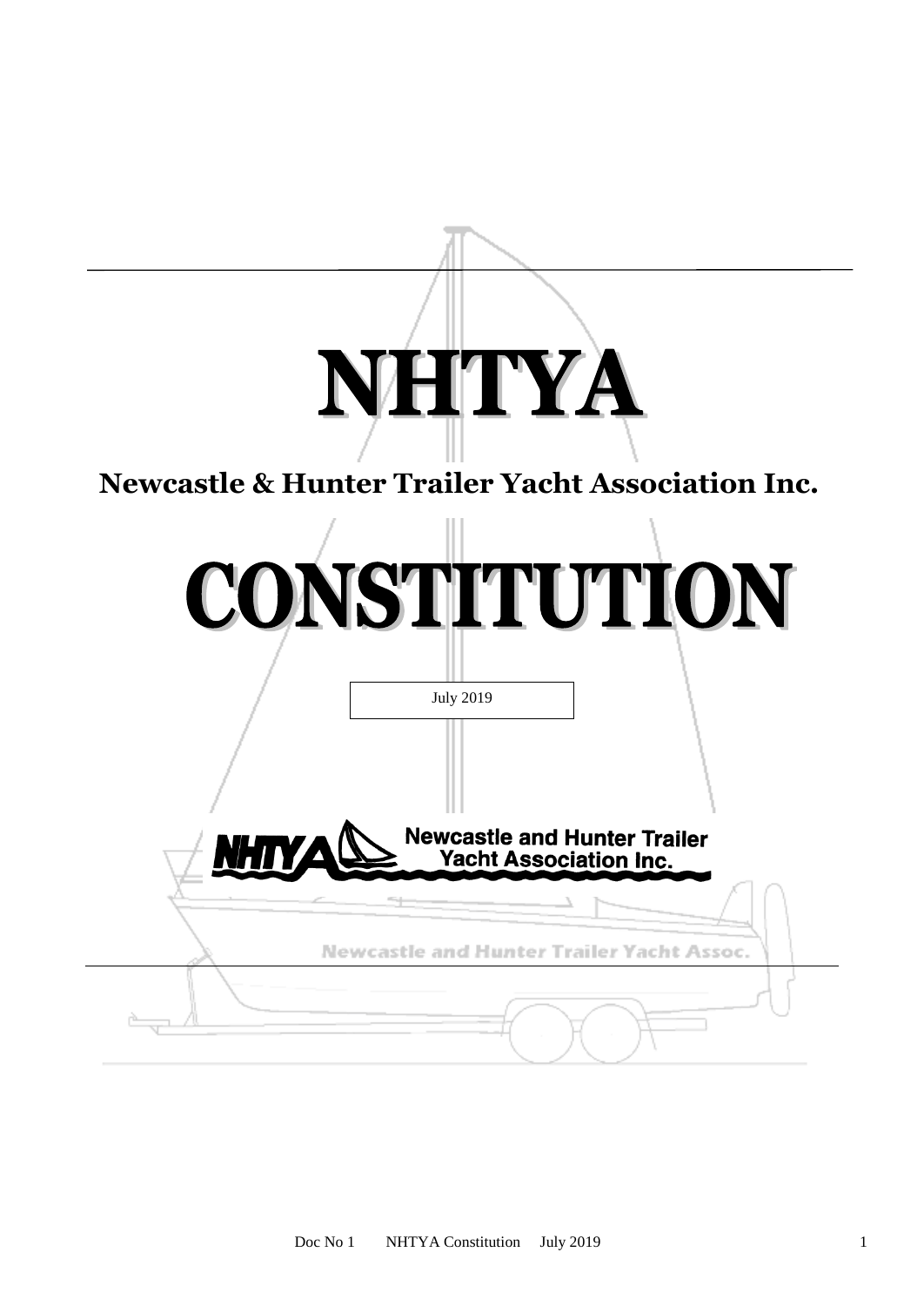# NHTYA

## Newcastle & Hunter Trailer Yacht Association Inc.

# CONSTITUTION

July 2019

Newcastle and Hunter Trailer Yacht Association Inc.

Newcastle and Hunter Trailer Yacht Assoc.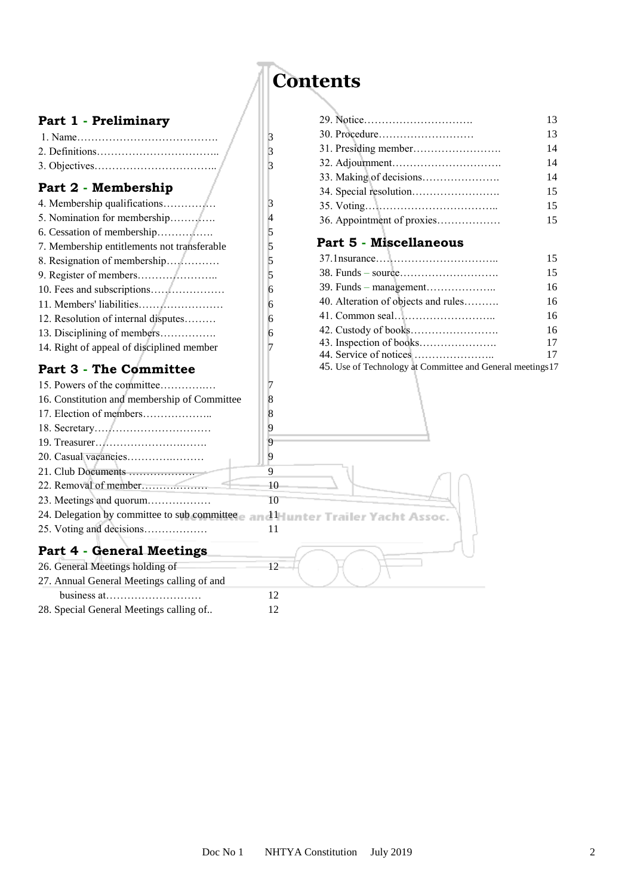# Contents

## Part 1 - Preliminary

1. Name……………………………………. 3
2. Definitions…………………………….. 3
3. Objectives…………………………….. 3

## Part 2 - Membership

4. Membership qualifications…………… 3
5. Nomination for membership…………. 4
6. Cessation of membership……………. 5
7. Membership entitlements not transferable 5
8. Resignation of membership…………… 5
9. Register of members………………….. 5
10. Fees and subscriptions………………… 6
11. Members' liabilities…………………… 6
12. Resolution of internal disputes……… 6
13. Disciplining of members……………. 6
14. Right of appeal of disciplined member 7

## Part 3 - The Committee

15. Powers of the committee……………. 7
16. Constitution and membership of Committee 8
17. Election of members……………….. 8
18. Secretary…………………………… 9
19. Treasurer…………………………… 9
20. Casual vacancies…………………… 9
21. Club Documents ………………. 9
22. Removal of member………………. 10
23. Meetings and quorum……………… 10
24. Delegation by committee to sub committee 11
25. Voting and decisions……………… 11

## Part 4 - General Meetings

26. General Meetings holding of 12
27. Annual General Meetings calling of and business at……………………… 12
28. Special General Meetings calling of.. 12
29. Notice…………………………. 13
30. Procedure……………………… 13
31. Presiding member……………………. 14
32. Adjournment…………………………. 14
33. Making of decisions…………………. 14
34. Special resolution……………………. 15
35. Voting……………………………….. 15
36. Appointment of proxies……………… 15

## Part 5 - Miscellaneous

37. 1nsurance…………………………….. 15
38. Funds – source………………………. 15
39. Funds – management……………….. 16
40. Alteration of objects and rules………. 16
41. Common seal……………………….. 16
42. Custody of books……………………. 16
43. Inspection of books…………………. 17
44. Service of notices ………………….. 17
45. Use of Technology at Committee and General meetings 17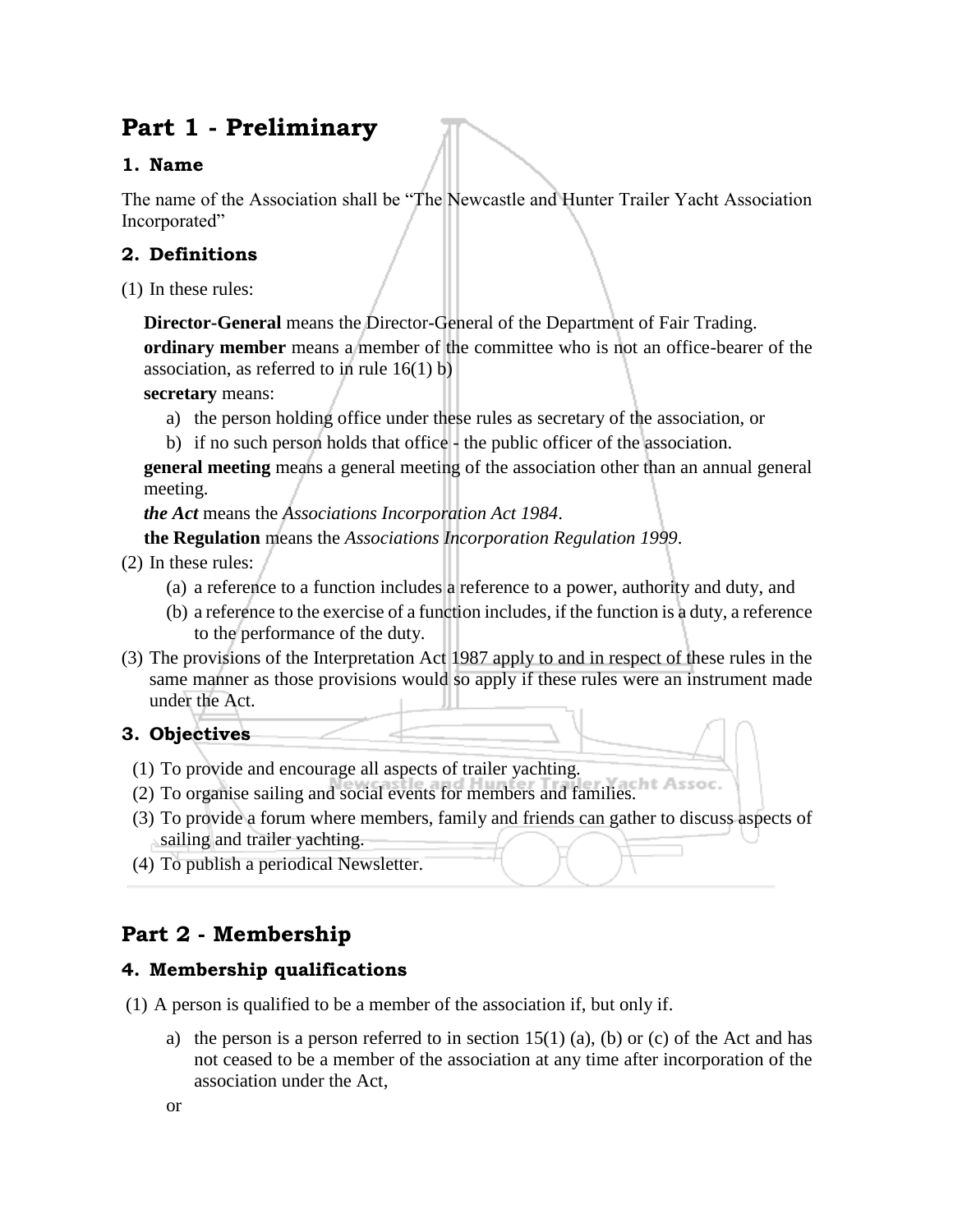# Part 1 - Preliminary

### 1. Name

The name of the Association shall be “The Newcastle and Hunter Trailer Yacht Association Incorporated”

### 2. Definitions

(1) In these rules:

**Director-General** means the Director-General of the Department of Fair Trading.

**ordinary member** means a member of the committee who is not an office-bearer of the association, as referred to in rule 16(1) b)

**secretary** means:

a) the person holding office under these rules as secretary of the association, or
b) if no such person holds that office - the public officer of the association.

**general meeting** means a general meeting of the association other than an annual general meeting.

***the Act*** means the *Associations Incorporation Act 1984*.

**the Regulation** means the *Associations Incorporation Regulation 1999*.

(2) In these rules:

(a) a reference to a function includes a reference to a power, authority and duty, and
(b) a reference to the exercise of a function includes, if the function is a duty, a reference to the performance of the duty.

(3) The provisions of the Interpretation Act 1987 apply to and in respect of these rules in the same manner as those provisions would so apply if these rules were an instrument made under the Act.

### 3. Objectives

(1) To provide and encourage all aspects of trailer yachting.
(2) To organise sailing and social events for members and families.
(3) To provide a forum where members, family and friends can gather to discuss aspects of sailing and trailer yachting.
(4) To publish a periodical Newsletter.

# Part 2 - Membership

### 4. Membership qualifications

(1) A person is qualified to be a member of the association if, but only if.

a) the person is a person referred to in section 15(1) (a), (b) or (c) of the Act and has not ceased to be a member of the association at any time after incorporation of the association under the Act,

or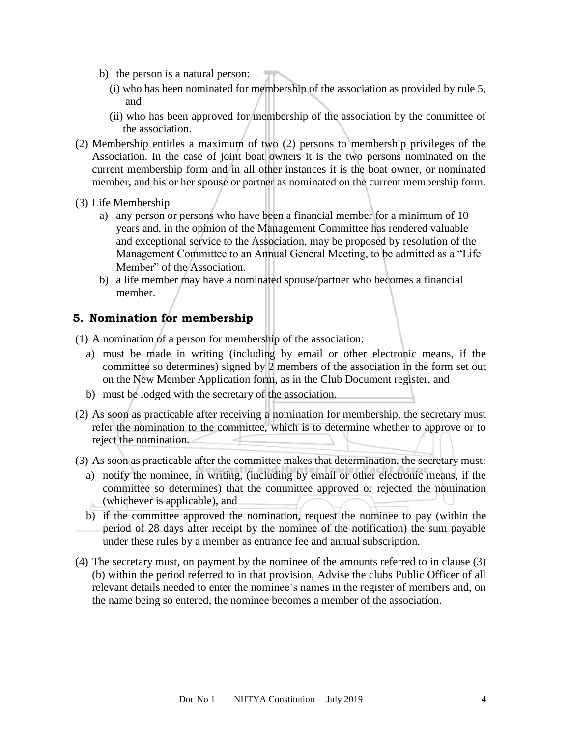b) the person is a natural person:
   (i) who has been nominated for membership of the association as provided by rule 5, and
   (ii) who has been approved for membership of the association by the committee of the association.

(2) Membership entitles a maximum of two (2) persons to membership privileges of the Association. In the case of joint boat owners it is the two persons nominated on the current membership form and in all other instances it is the boat owner, or nominated member, and his or her spouse or partner as nominated on the current membership form.

(3) Life Membership
   a) any person or persons who have been a financial member for a minimum of 10 years and, in the opinion of the Management Committee has rendered valuable and exceptional service to the Association, may be proposed by resolution of the Management Committee to an Annual General Meeting, to be admitted as a "Life Member" of the Association.
   b) a life member may have a nominated spouse/partner who becomes a financial member.

## 5. Nomination for membership

(1) A nomination of a person for membership of the association:
   a) must be made in writing (including by email or other electronic means, if the committee so determines) signed by 2 members of the association in the form set out on the New Member Application form, as in the Club Document register, and
   b) must be lodged with the secretary of the association.

(2) As soon as practicable after receiving a nomination for membership, the secretary must refer the nomination to the committee, which is to determine whether to approve or to reject the nomination.

(3) As soon as practicable after the committee makes that determination, the secretary must:
   a) notify the nominee, in writing, (including by email or other electronic means, if the committee so determines) that the committee approved or rejected the nomination (whichever is applicable), and
   b) if the committee approved the nomination, request the nominee to pay (within the period of 28 days after receipt by the nominee of the notification) the sum payable under these rules by a member as entrance fee and annual subscription.

(4) The secretary must, on payment by the nominee of the amounts referred to in clause (3) (b) within the period referred to in that provision, Advise the clubs Public Officer of all relevant details needed to enter the nominee's names in the register of members and, on the name being so entered, the nominee becomes a member of the association.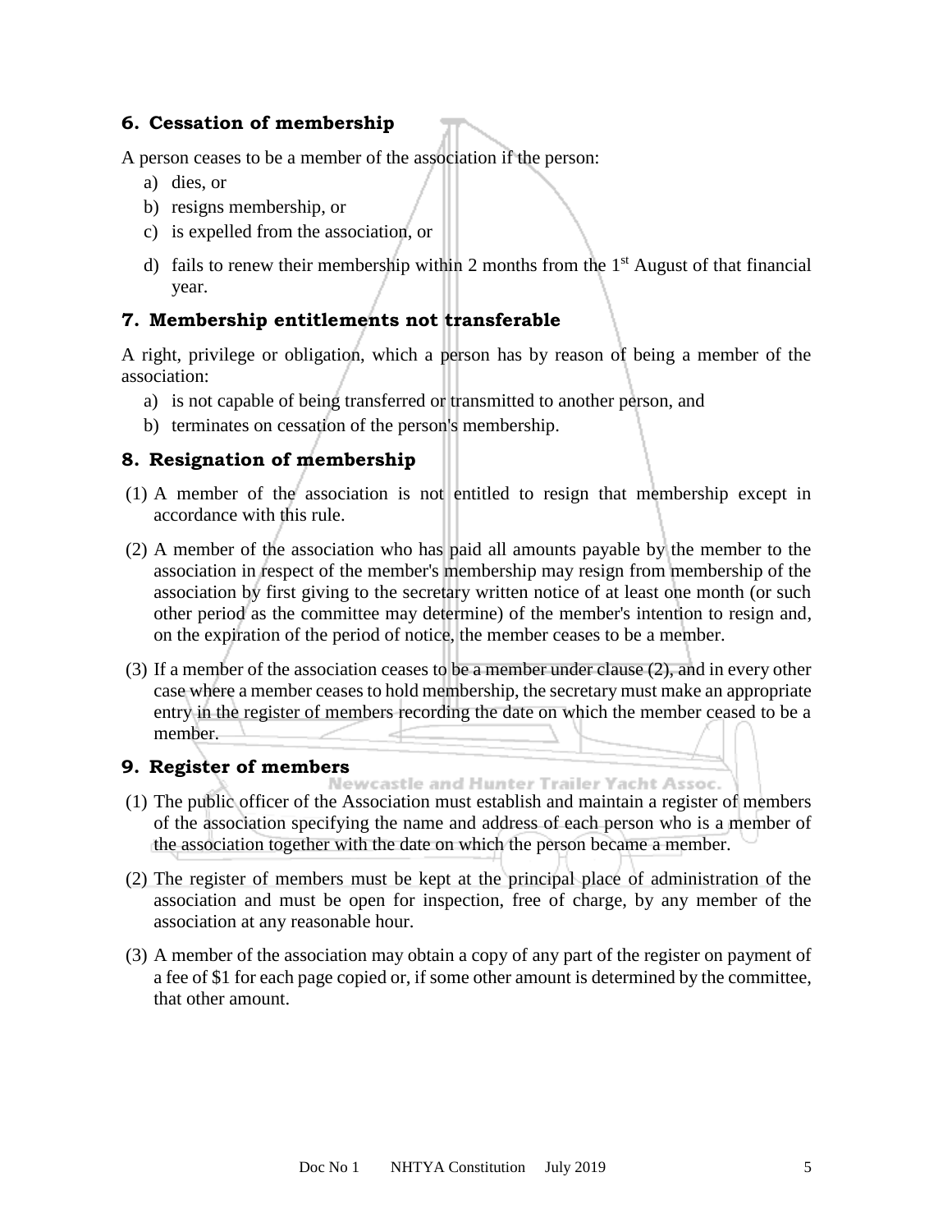## 6. Cessation of membership

A person ceases to be a member of the association if the person:

a) dies, or
b) resigns membership, or
c) is expelled from the association, or
d) fails to renew their membership within 2 months from the 1st August of that financial year.

## 7. Membership entitlements not transferable

A right, privilege or obligation, which a person has by reason of being a member of the association:

a) is not capable of being transferred or transmitted to another person, and
b) terminates on cessation of the person's membership.

## 8. Resignation of membership

(1) A member of the association is not entitled to resign that membership except in accordance with this rule.

(2) A member of the association who has paid all amounts payable by the member to the association in respect of the member's membership may resign from membership of the association by first giving to the secretary written notice of at least one month (or such other period as the committee may determine) of the member's intention to resign and, on the expiration of the period of notice, the member ceases to be a member.

(3) If a member of the association ceases to be a member under clause (2), and in every other case where a member ceases to hold membership, the secretary must make an appropriate entry in the register of members recording the date on which the member ceased to be a member.

## 9. Register of members

(1) The public officer of the Association must establish and maintain a register of members of the association specifying the name and address of each person who is a member of the association together with the date on which the person became a member.

(2) The register of members must be kept at the principal place of administration of the association and must be open for inspection, free of charge, by any member of the association at any reasonable hour.

(3) A member of the association may obtain a copy of any part of the register on payment of a fee of $1 for each page copied or, if some other amount is determined by the committee, that other amount.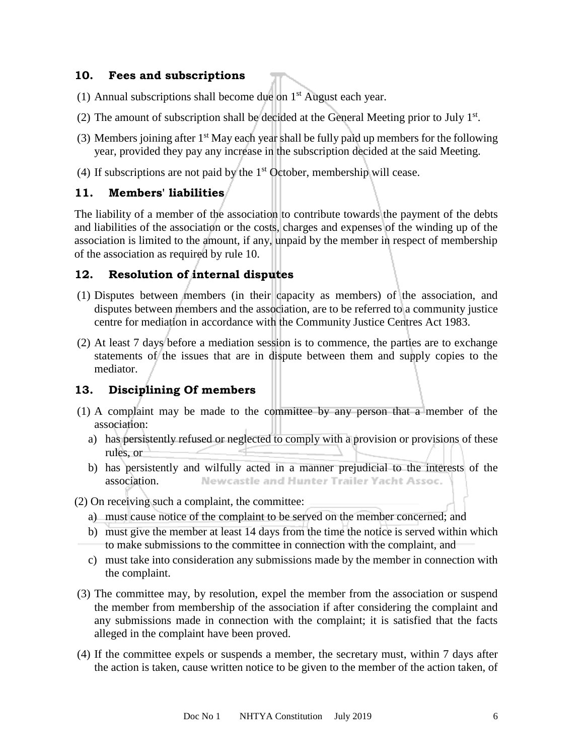## 10. Fees and subscriptions

(1) Annual subscriptions shall become due on 1st August each year.

(2) The amount of subscription shall be decided at the General Meeting prior to July 1st.

(3) Members joining after 1st May each year shall be fully paid up members for the following year, provided they pay any increase in the subscription decided at the said Meeting.

(4) If subscriptions are not paid by the 1st October, membership will cease.

## 11. Members' liabilities

The liability of a member of the association to contribute towards the payment of the debts and liabilities of the association or the costs, charges and expenses of the winding up of the association is limited to the amount, if any, unpaid by the member in respect of membership of the association as required by rule 10.

## 12. Resolution of internal disputes

(1) Disputes between members (in their capacity as members) of the association, and disputes between members and the association, are to be referred to a community justice centre for mediation in accordance with the Community Justice Centres Act 1983.

(2) At least 7 days before a mediation session is to commence, the parties are to exchange statements of the issues that are in dispute between them and supply copies to the mediator.

## 13. Disciplining Of members

(1) A complaint may be made to the committee by any person that a member of the association:

  a) has persistently refused or neglected to comply with a provision or provisions of these rules, or
  b) has persistently and wilfully acted in a manner prejudicial to the interests of the association.

(2) On receiving such a complaint, the committee:

  a) must cause notice of the complaint to be served on the member concerned; and
  b) must give the member at least 14 days from the time the notice is served within which to make submissions to the committee in connection with the complaint, and
  c) must take into consideration any submissions made by the member in connection with the complaint.

(3) The committee may, by resolution, expel the member from the association or suspend the member from membership of the association if after considering the complaint and any submissions made in connection with the complaint; it is satisfied that the facts alleged in the complaint have been proved.

(4) If the committee expels or suspends a member, the secretary must, within 7 days after the action is taken, cause written notice to be given to the member of the action taken, of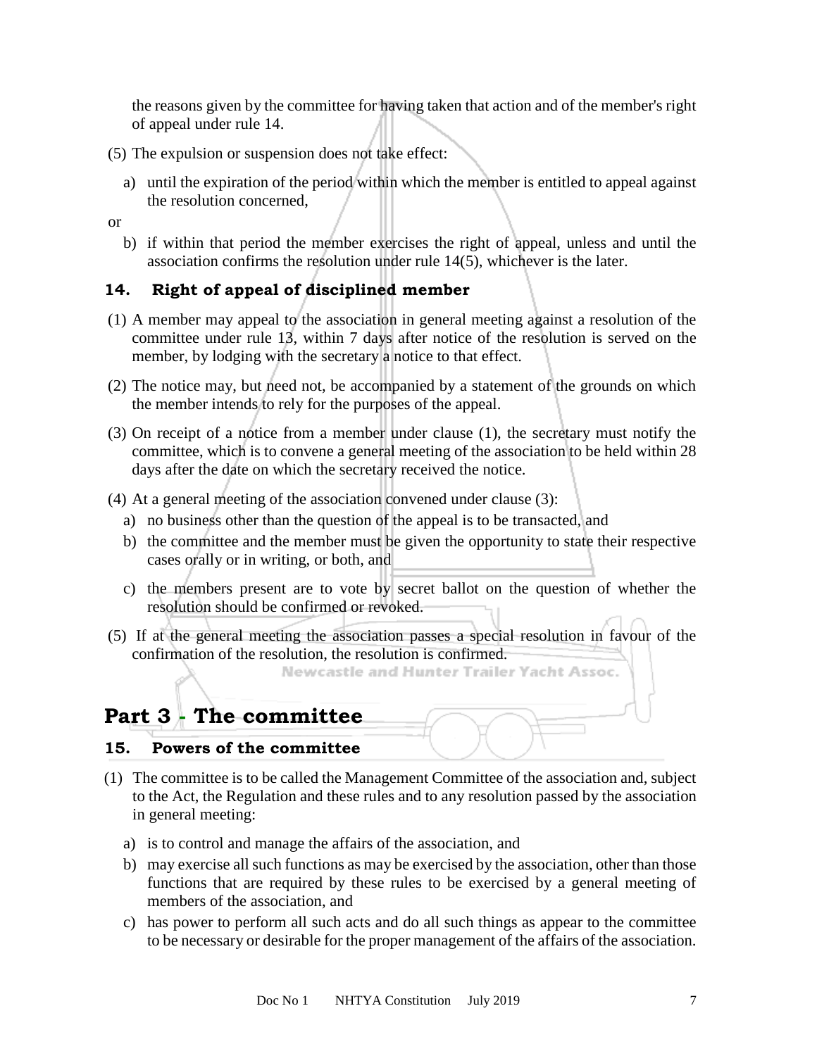the reasons given by the committee for having taken that action and of the member's right of appeal under rule 14.

(5) The expulsion or suspension does not take effect:

a) until the expiration of the period within which the member is entitled to appeal against the resolution concerned,

or

b) if within that period the member exercises the right of appeal, unless and until the association confirms the resolution under rule 14(5), whichever is the later.

### 14. Right of appeal of disciplined member

(1) A member may appeal to the association in general meeting against a resolution of the committee under rule 13, within 7 days after notice of the resolution is served on the member, by lodging with the secretary a notice to that effect.

(2) The notice may, but need not, be accompanied by a statement of the grounds on which the member intends to rely for the purposes of the appeal.

(3) On receipt of a notice from a member under clause (1), the secretary must notify the committee, which is to convene a general meeting of the association to be held within 28 days after the date on which the secretary received the notice.

(4) At a general meeting of the association convened under clause (3):

a) no business other than the question of the appeal is to be transacted, and
b) the committee and the member must be given the opportunity to state their respective cases orally or in writing, or both, and
c) the members present are to vote by secret ballot on the question of whether the resolution should be confirmed or revoked.

(5) If at the general meeting the association passes a special resolution in favour of the confirmation of the resolution, the resolution is confirmed.

## Part 3 - The committee

### 15. Powers of the committee

(1) The committee is to be called the Management Committee of the association and, subject to the Act, the Regulation and these rules and to any resolution passed by the association in general meeting:

a) is to control and manage the affairs of the association, and
b) may exercise all such functions as may be exercised by the association, other than those functions that are required by these rules to be exercised by a general meeting of members of the association, and
c) has power to perform all such acts and do all such things as appear to the committee to be necessary or desirable for the proper management of the affairs of the association.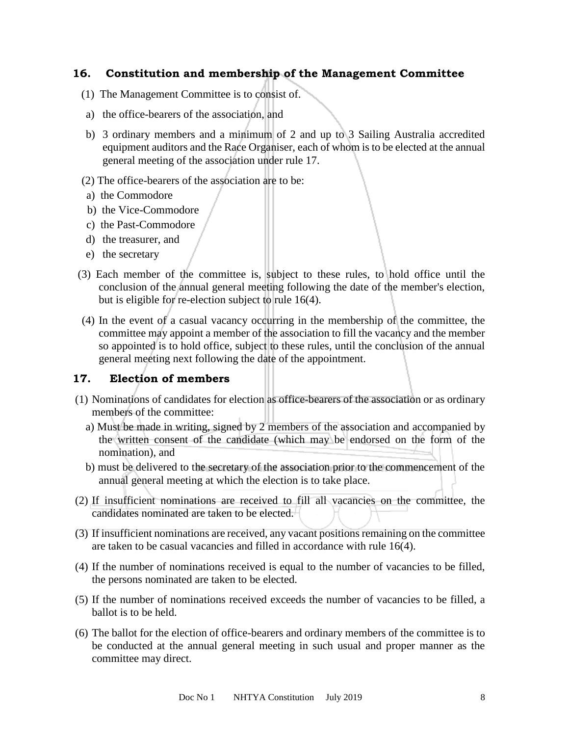## 16. Constitution and membership of the Management Committee

(1) The Management Committee is to consist of.

a) the office-bearers of the association, and

b) 3 ordinary members and a minimum of 2 and up to 3 Sailing Australia accredited equipment auditors and the Race Organiser, each of whom is to be elected at the annual general meeting of the association under rule 17.

(2) The office-bearers of the association are to be:

a) the Commodore

b) the Vice-Commodore

c) the Past-Commodore

d) the treasurer, and

e) the secretary

(3) Each member of the committee is, subject to these rules, to hold office until the conclusion of the annual general meeting following the date of the member's election, but is eligible for re-election subject to rule 16(4).

(4) In the event of a casual vacancy occurring in the membership of the committee, the committee may appoint a member of the association to fill the vacancy and the member so appointed is to hold office, subject to these rules, until the conclusion of the annual general meeting next following the date of the appointment.

## 17. Election of members

(1) Nominations of candidates for election as office-bearers of the association or as ordinary members of the committee:

a) Must be made in writing, signed by 2 members of the association and accompanied by the written consent of the candidate (which may be endorsed on the form of the nomination), and

b) must be delivered to the secretary of the association prior to the commencement of the annual general meeting at which the election is to take place.

(2) If insufficient nominations are received to fill all vacancies on the committee, the candidates nominated are taken to be elected.

(3) If insufficient nominations are received, any vacant positions remaining on the committee are taken to be casual vacancies and filled in accordance with rule 16(4).

(4) If the number of nominations received is equal to the number of vacancies to be filled, the persons nominated are taken to be elected.

(5) If the number of nominations received exceeds the number of vacancies to be filled, a ballot is to be held.

(6) The ballot for the election of office-bearers and ordinary members of the committee is to be conducted at the annual general meeting in such usual and proper manner as the committee may direct.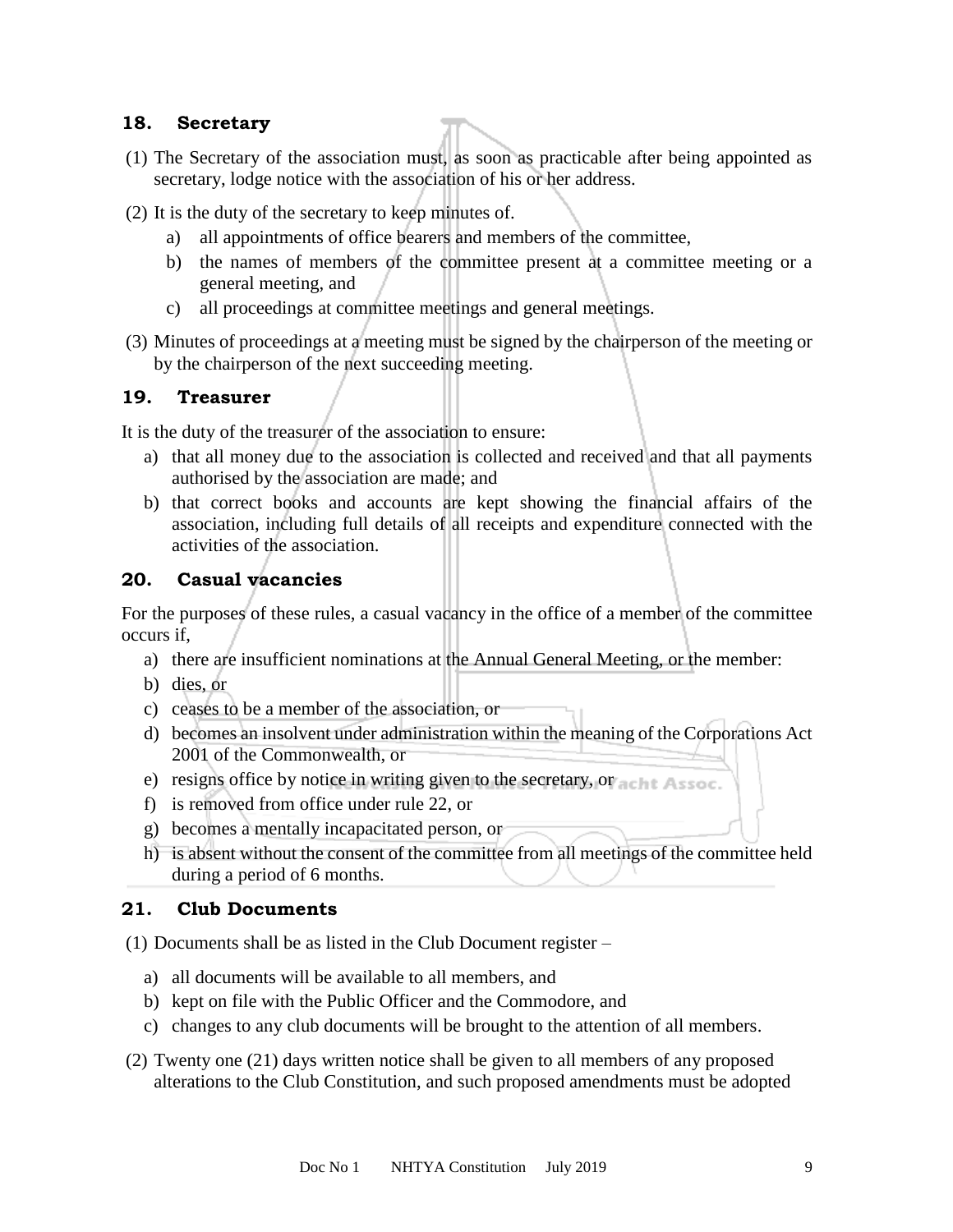## 18. Secretary

(1) The Secretary of the association must, as soon as practicable after being appointed as secretary, lodge notice with the association of his or her address.

(2) It is the duty of the secretary to keep minutes of.

  a) all appointments of office bearers and members of the committee,
  b) the names of members of the committee present at a committee meeting or a general meeting, and
  c) all proceedings at committee meetings and general meetings.

(3) Minutes of proceedings at a meeting must be signed by the chairperson of the meeting or by the chairperson of the next succeeding meeting.

## 19. Treasurer

It is the duty of the treasurer of the association to ensure:

a) that all money due to the association is collected and received and that all payments authorised by the association are made; and
b) that correct books and accounts are kept showing the financial affairs of the association, including full details of all receipts and expenditure connected with the activities of the association.

## 20. Casual vacancies

For the purposes of these rules, a casual vacancy in the office of a member of the committee occurs if,

a) there are insufficient nominations at the Annual General Meeting, or the member:
b) dies, or
c) ceases to be a member of the association, or
d) becomes an insolvent under administration within the meaning of the Corporations Act 2001 of the Commonwealth, or
e) resigns office by notice in writing given to the secretary, or
f) is removed from office under rule 22, or
g) becomes a mentally incapacitated person, or
h) is absent without the consent of the committee from all meetings of the committee held during a period of 6 months.

## 21. Club Documents

(1) Documents shall be as listed in the Club Document register –

  a) all documents will be available to all members, and
  b) kept on file with the Public Officer and the Commodore, and
  c) changes to any club documents will be brought to the attention of all members.

(2) Twenty one (21) days written notice shall be given to all members of any proposed alterations to the Club Constitution, and such proposed amendments must be adopted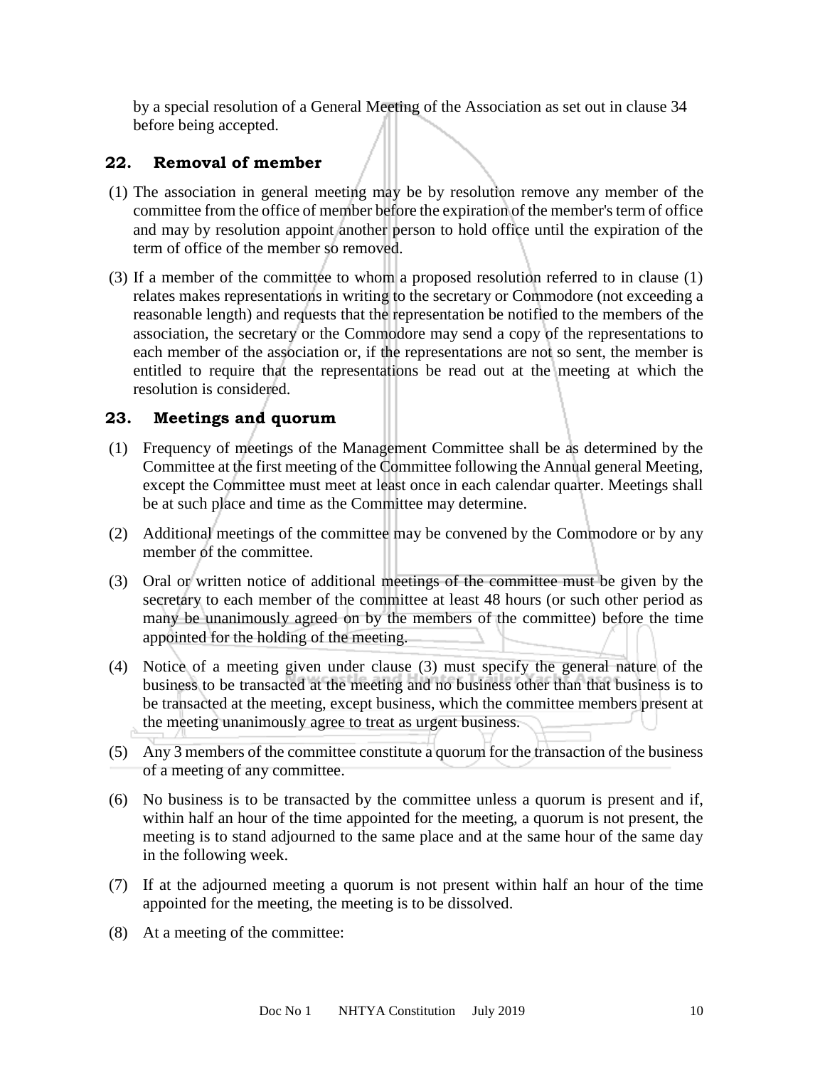by a special resolution of a General Meeting of the Association as set out in clause 34 before being accepted.

## 22. Removal of member

(1) The association in general meeting may be by resolution remove any member of the committee from the office of member before the expiration of the member's term of office and may by resolution appoint another person to hold office until the expiration of the term of office of the member so removed.

(3) If a member of the committee to whom a proposed resolution referred to in clause (1) relates makes representations in writing to the secretary or Commodore (not exceeding a reasonable length) and requests that the representation be notified to the members of the association, the secretary or the Commodore may send a copy of the representations to each member of the association or, if the representations are not so sent, the member is entitled to require that the representations be read out at the meeting at which the resolution is considered.

## 23. Meetings and quorum

(1) Frequency of meetings of the Management Committee shall be as determined by the Committee at the first meeting of the Committee following the Annual general Meeting, except the Committee must meet at least once in each calendar quarter. Meetings shall be at such place and time as the Committee may determine.

(2) Additional meetings of the committee may be convened by the Commodore or by any member of the committee.

(3) Oral or written notice of additional meetings of the committee must be given by the secretary to each member of the committee at least 48 hours (or such other period as many be unanimously agreed on by the members of the committee) before the time appointed for the holding of the meeting.

(4) Notice of a meeting given under clause (3) must specify the general nature of the business to be transacted at the meeting and no business other than that business is to be transacted at the meeting, except business, which the committee members present at the meeting unanimously agree to treat as urgent business.

(5) Any 3 members of the committee constitute a quorum for the transaction of the business of a meeting of any committee.

(6) No business is to be transacted by the committee unless a quorum is present and if, within half an hour of the time appointed for the meeting, a quorum is not present, the meeting is to stand adjourned to the same place and at the same hour of the same day in the following week.

(7) If at the adjourned meeting a quorum is not present within half an hour of the time appointed for the meeting, the meeting is to be dissolved.

(8) At a meeting of the committee: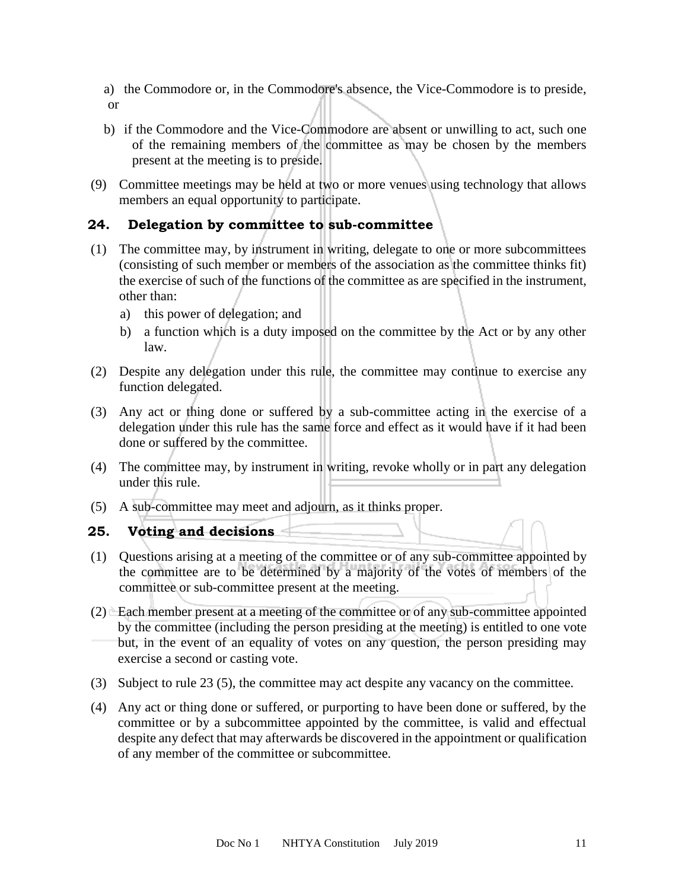a) the Commodore or, in the Commodore's absence, the Vice-Commodore is to preside, or

b) if the Commodore and the Vice-Commodore are absent or unwilling to act, such one of the remaining members of the committee as may be chosen by the members present at the meeting is to preside.

(9) Committee meetings may be held at two or more venues using technology that allows members an equal opportunity to participate.

## 24. Delegation by committee to sub-committee

(1) The committee may, by instrument in writing, delegate to one or more subcommittees (consisting of such member or members of the association as the committee thinks fit) the exercise of such of the functions of the committee as are specified in the instrument, other than:

   a) this power of delegation; and
   b) a function which is a duty imposed on the committee by the Act or by any other law.

(2) Despite any delegation under this rule, the committee may continue to exercise any function delegated.

(3) Any act or thing done or suffered by a sub-committee acting in the exercise of a delegation under this rule has the same force and effect as it would have if it had been done or suffered by the committee.

(4) The committee may, by instrument in writing, revoke wholly or in part any delegation under this rule.

(5) A sub-committee may meet and adjourn, as it thinks proper.

## 25. Voting and decisions

(1) Questions arising at a meeting of the committee or of any sub-committee appointed by the committee are to be determined by a majority of the votes of members of the committee or sub-committee present at the meeting.

(2) Each member present at a meeting of the committee or of any sub-committee appointed by the committee (including the person presiding at the meeting) is entitled to one vote but, in the event of an equality of votes on any question, the person presiding may exercise a second or casting vote.

(3) Subject to rule 23 (5), the committee may act despite any vacancy on the committee.

(4) Any act or thing done or suffered, or purporting to have been done or suffered, by the committee or by a subcommittee appointed by the committee, is valid and effectual despite any defect that may afterwards be discovered in the appointment or qualification of any member of the committee or subcommittee.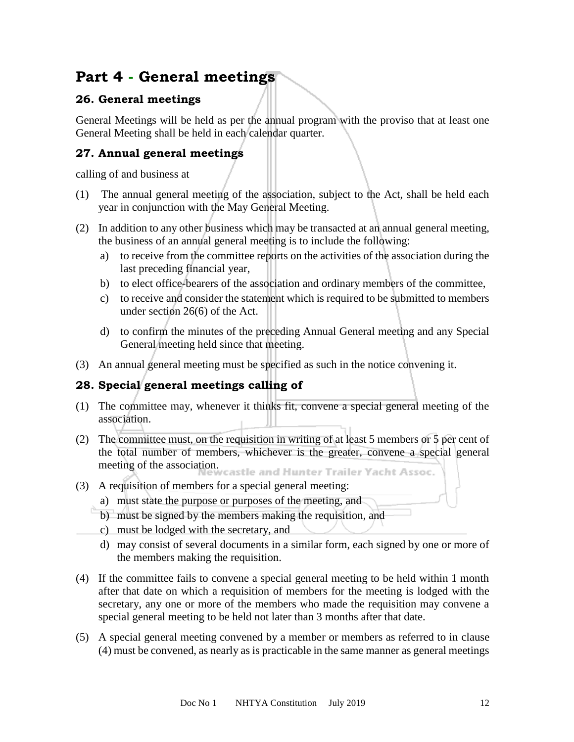# Part 4 - General meetings

## 26. General meetings

General Meetings will be held as per the annual program with the proviso that at least one General Meeting shall be held in each calendar quarter.

## 27. Annual general meetings

calling of and business at

(1) The annual general meeting of the association, subject to the Act, shall be held each year in conjunction with the May General Meeting.

(2) In addition to any other business which may be transacted at an annual general meeting, the business of an annual general meeting is to include the following:

   a) to receive from the committee reports on the activities of the association during the last preceding financial year,
   b) to elect office-bearers of the association and ordinary members of the committee,
   c) to receive and consider the statement which is required to be submitted to members under section 26(6) of the Act.
   d) to confirm the minutes of the preceding Annual General meeting and any Special General meeting held since that meeting.

(3) An annual general meeting must be specified as such in the notice convening it.

## 28. Special general meetings calling of

(1) The committee may, whenever it thinks fit, convene a special general meeting of the association.

(2) The committee must, on the requisition in writing of at least 5 members or 5 per cent of the total number of members, whichever is the greater, convene a special general meeting of the association.

(3) A requisition of members for a special general meeting:

   a) must state the purpose or purposes of the meeting, and
   b) must be signed by the members making the requisition, and
   c) must be lodged with the secretary, and
   d) may consist of several documents in a similar form, each signed by one or more of the members making the requisition.

(4) If the committee fails to convene a special general meeting to be held within 1 month after that date on which a requisition of members for the meeting is lodged with the secretary, any one or more of the members who made the requisition may convene a special general meeting to be held not later than 3 months after that date.

(5) A special general meeting convened by a member or members as referred to in clause (4) must be convened, as nearly as is practicable in the same manner as general meetings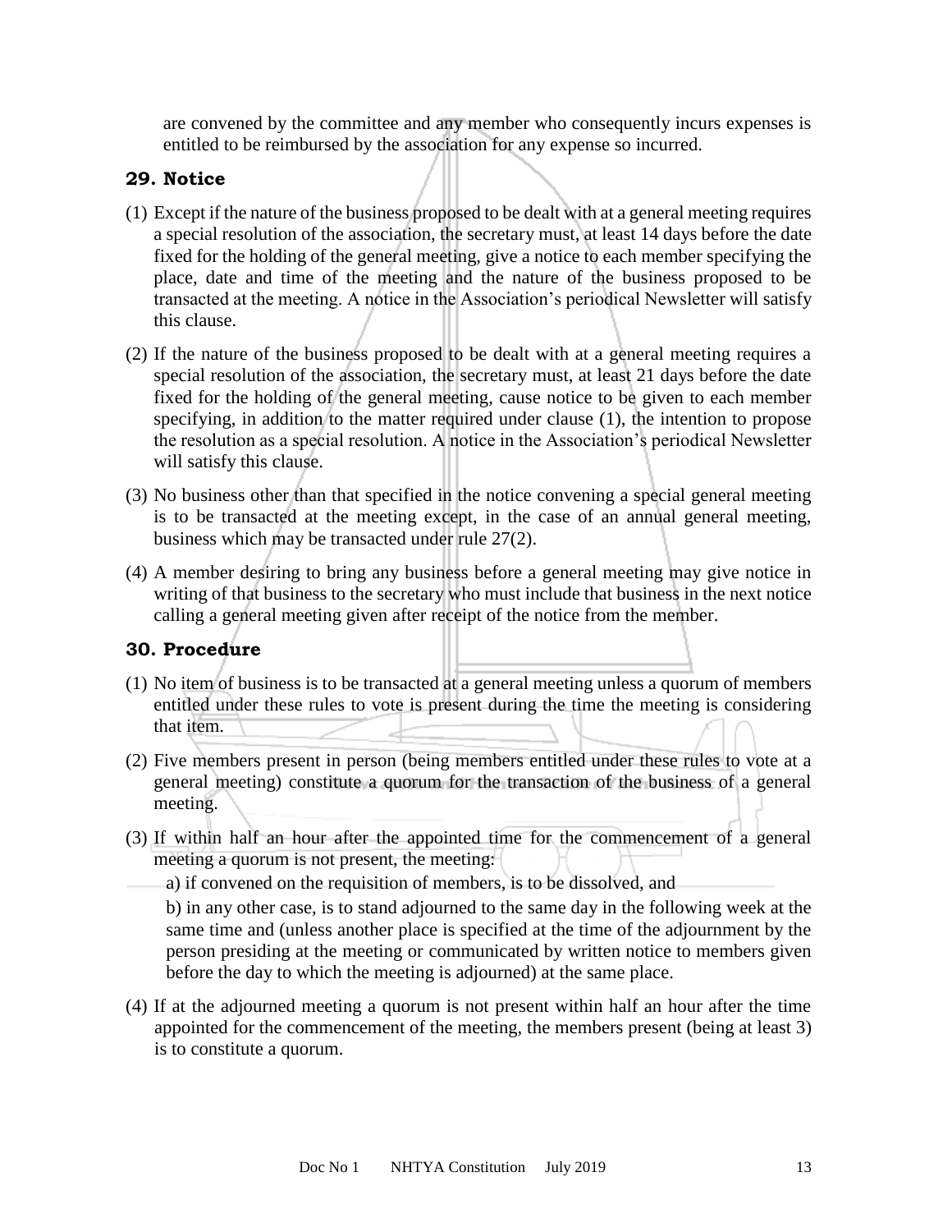are convened by the committee and any member who consequently incurs expenses is entitled to be reimbursed by the association for any expense so incurred.

## 29. Notice

(1) Except if the nature of the business proposed to be dealt with at a general meeting requires a special resolution of the association, the secretary must, at least 14 days before the date fixed for the holding of the general meeting, give a notice to each member specifying the place, date and time of the meeting and the nature of the business proposed to be transacted at the meeting. A notice in the Association's periodical Newsletter will satisfy this clause.

(2) If the nature of the business proposed to be dealt with at a general meeting requires a special resolution of the association, the secretary must, at least 21 days before the date fixed for the holding of the general meeting, cause notice to be given to each member specifying, in addition to the matter required under clause (1), the intention to propose the resolution as a special resolution. A notice in the Association's periodical Newsletter will satisfy this clause.

(3) No business other than that specified in the notice convening a special general meeting is to be transacted at the meeting except, in the case of an annual general meeting, business which may be transacted under rule 27(2).

(4) A member desiring to bring any business before a general meeting may give notice in writing of that business to the secretary who must include that business in the next notice calling a general meeting given after receipt of the notice from the member.

## 30. Procedure

(1) No item of business is to be transacted at a general meeting unless a quorum of members entitled under these rules to vote is present during the time the meeting is considering that item.

(2) Five members present in person (being members entitled under these rules to vote at a general meeting) constitute a quorum for the transaction of the business of a general meeting.

(3) If within half an hour after the appointed time for the commencement of a general meeting a quorum is not present, the meeting:

a) if convened on the requisition of members, is to be dissolved, and

b) in any other case, is to stand adjourned to the same day in the following week at the same time and (unless another place is specified at the time of the adjournment by the person presiding at the meeting or communicated by written notice to members given before the day to which the meeting is adjourned) at the same place.

(4) If at the adjourned meeting a quorum is not present within half an hour after the time appointed for the commencement of the meeting, the members present (being at least 3) is to constitute a quorum.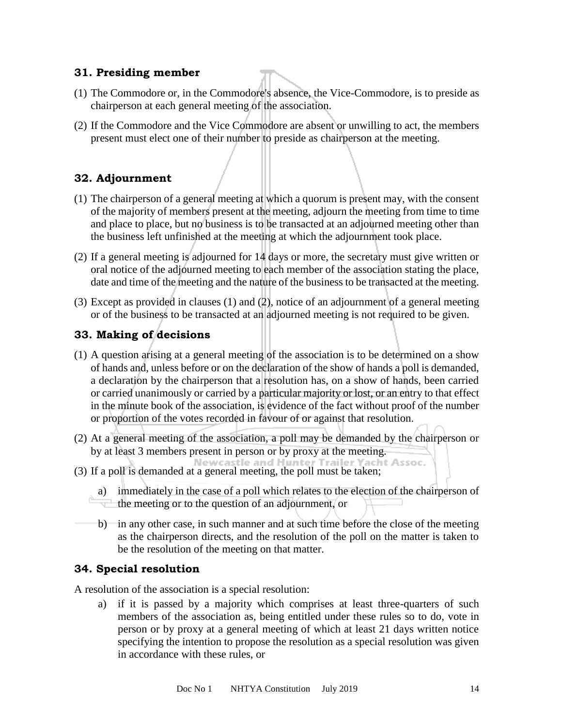## 31. Presiding member

(1) The Commodore or, in the Commodore's absence, the Vice-Commodore, is to preside as chairperson at each general meeting of the association.

(2) If the Commodore and the Vice Commodore are absent or unwilling to act, the members present must elect one of their number to preside as chairperson at the meeting.

## 32. Adjournment

(1) The chairperson of a general meeting at which a quorum is present may, with the consent of the majority of members present at the meeting, adjourn the meeting from time to time and place to place, but no business is to be transacted at an adjourned meeting other than the business left unfinished at the meeting at which the adjournment took place.

(2) If a general meeting is adjourned for 14 days or more, the secretary must give written or oral notice of the adjourned meeting to each member of the association stating the place, date and time of the meeting and the nature of the business to be transacted at the meeting.

(3) Except as provided in clauses (1) and (2), notice of an adjournment of a general meeting or of the business to be transacted at an adjourned meeting is not required to be given.

## 33. Making of decisions

(1) A question arising at a general meeting of the association is to be determined on a show of hands and, unless before or on the declaration of the show of hands a poll is demanded, a declaration by the chairperson that a resolution has, on a show of hands, been carried or carried unanimously or carried by a particular majority or lost, or an entry to that effect in the minute book of the association, is evidence of the fact without proof of the number or proportion of the votes recorded in favour of or against that resolution.

(2) At a general meeting of the association, a poll may be demanded by the chairperson or by at least 3 members present in person or by proxy at the meeting.

(3) If a poll is demanded at a general meeting, the poll must be taken;

  a) immediately in the case of a poll which relates to the election of the chairperson of the meeting or to the question of an adjournment, or

  b) in any other case, in such manner and at such time before the close of the meeting as the chairperson directs, and the resolution of the poll on the matter is taken to be the resolution of the meeting on that matter.

## 34. Special resolution

A resolution of the association is a special resolution:

  a) if it is passed by a majority which comprises at least three-quarters of such members of the association as, being entitled under these rules so to do, vote in person or by proxy at a general meeting of which at least 21 days written notice specifying the intention to propose the resolution as a special resolution was given in accordance with these rules, or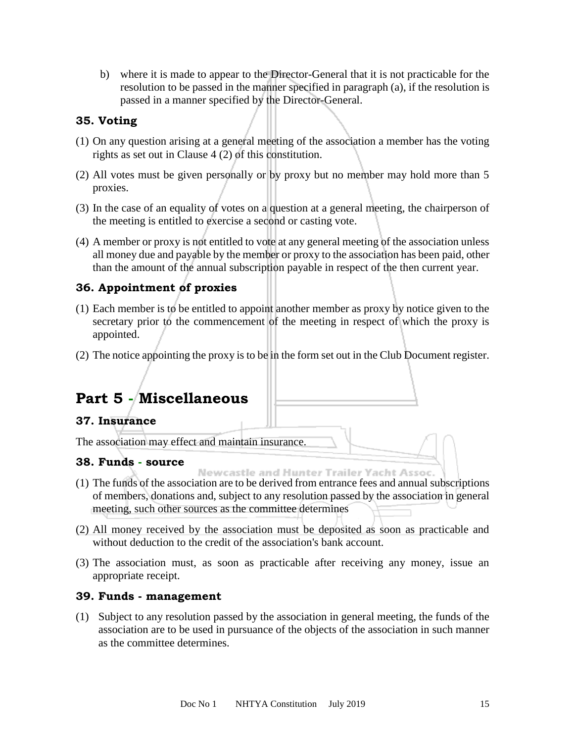b) where it is made to appear to the Director-General that it is not practicable for the resolution to be passed in the manner specified in paragraph (a), if the resolution is passed in a manner specified by the Director-General.

### 35. Voting

(1) On any question arising at a general meeting of the association a member has the voting rights as set out in Clause 4 (2) of this constitution.

(2) All votes must be given personally or by proxy but no member may hold more than 5 proxies.

(3) In the case of an equality of votes on a question at a general meeting, the chairperson of the meeting is entitled to exercise a second or casting vote.

(4) A member or proxy is not entitled to vote at any general meeting of the association unless all money due and payable by the member or proxy to the association has been paid, other than the amount of the annual subscription payable in respect of the then current year.

### 36. Appointment of proxies

(1) Each member is to be entitled to appoint another member as proxy by notice given to the secretary prior to the commencement of the meeting in respect of which the proxy is appointed.

(2) The notice appointing the proxy is to be in the form set out in the Club Document register.

## Part 5 - Miscellaneous

### 37. Insurance

The association may effect and maintain insurance.

### 38. Funds - source

(1) The funds of the association are to be derived from entrance fees and annual subscriptions of members, donations and, subject to any resolution passed by the association in general meeting, such other sources as the committee determines

(2) All money received by the association must be deposited as soon as practicable and without deduction to the credit of the association's bank account.

(3) The association must, as soon as practicable after receiving any money, issue an appropriate receipt.

### 39. Funds - management

(1) Subject to any resolution passed by the association in general meeting, the funds of the association are to be used in pursuance of the objects of the association in such manner as the committee determines.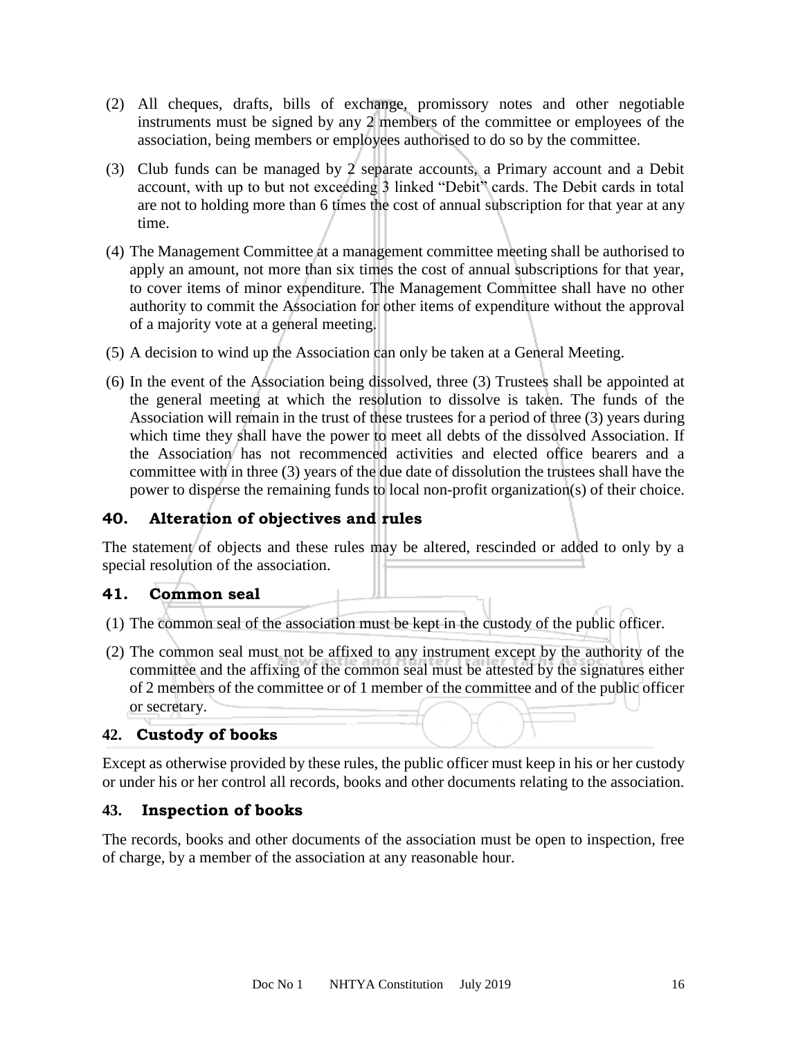(2) All cheques, drafts, bills of exchange, promissory notes and other negotiable instruments must be signed by any 2 members of the committee or employees of the association, being members or employees authorised to do so by the committee.

(3) Club funds can be managed by 2 separate accounts, a Primary account and a Debit account, with up to but not exceeding 3 linked "Debit" cards. The Debit cards in total are not to holding more than 6 times the cost of annual subscription for that year at any time.

(4) The Management Committee at a management committee meeting shall be authorised to apply an amount, not more than six times the cost of annual subscriptions for that year, to cover items of minor expenditure. The Management Committee shall have no other authority to commit the Association for other items of expenditure without the approval of a majority vote at a general meeting.

(5) A decision to wind up the Association can only be taken at a General Meeting.

(6) In the event of the Association being dissolved, three (3) Trustees shall be appointed at the general meeting at which the resolution to dissolve is taken. The funds of the Association will remain in the trust of these trustees for a period of three (3) years during which time they shall have the power to meet all debts of the dissolved Association. If the Association has not recommenced activities and elected office bearers and a committee with in three (3) years of the due date of dissolution the trustees shall have the power to disperse the remaining funds to local non-profit organization(s) of their choice.

## 40. Alteration of objectives and rules

The statement of objects and these rules may be altered, rescinded or added to only by a special resolution of the association.

## 41. Common seal

(1) The common seal of the association must be kept in the custody of the public officer.

(2) The common seal must not be affixed to any instrument except by the authority of the committee and the affixing of the common seal must be attested by the signatures either of 2 members of the committee or of 1 member of the committee and of the public officer or secretary.

## 42. Custody of books

Except as otherwise provided by these rules, the public officer must keep in his or her custody or under his or her control all records, books and other documents relating to the association.

## 43. Inspection of books

The records, books and other documents of the association must be open to inspection, free of charge, by a member of the association at any reasonable hour.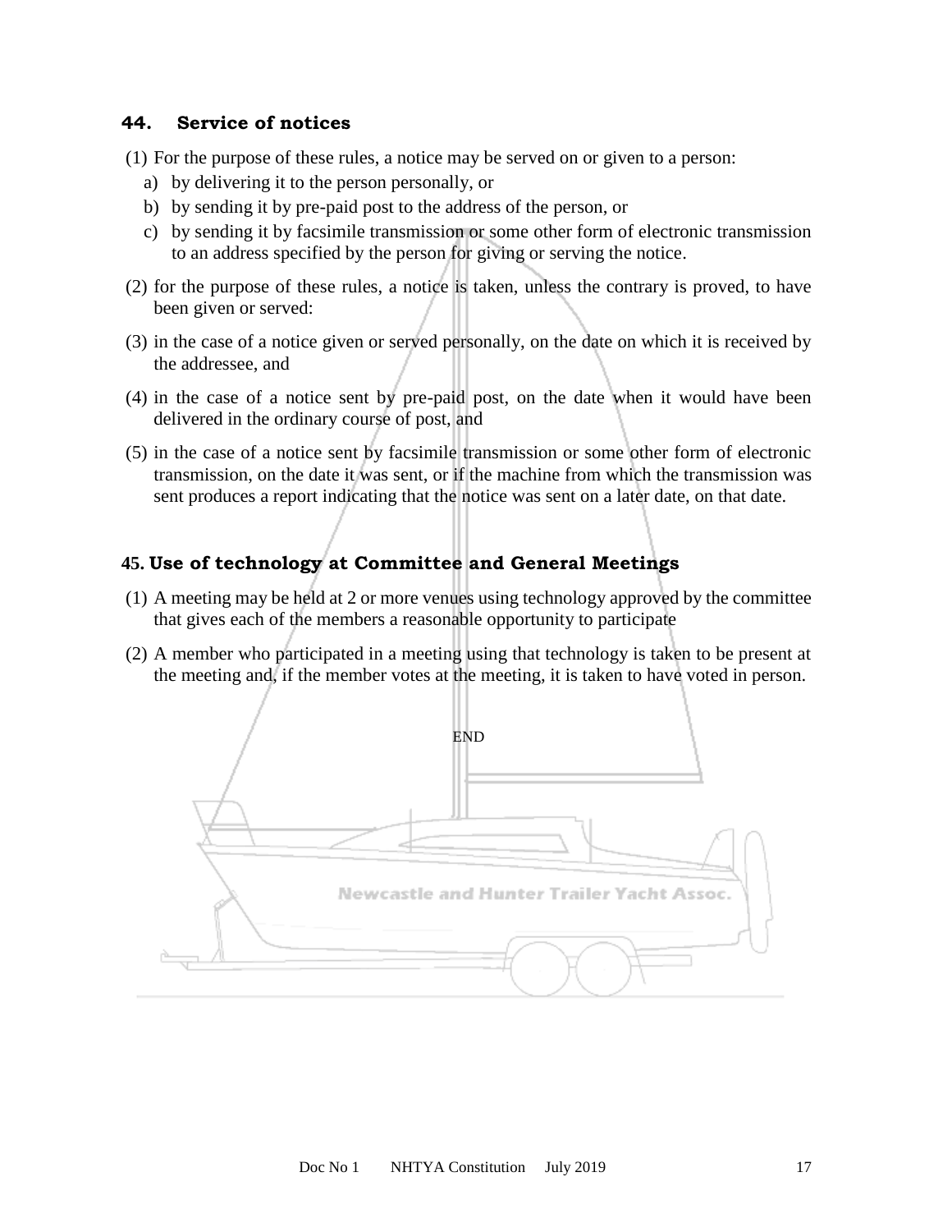## 44. Service of notices

(1) For the purpose of these rules, a notice may be served on or given to a person:

a) by delivering it to the person personally, or
b) by sending it by pre-paid post to the address of the person, or
c) by sending it by facsimile transmission or some other form of electronic transmission to an address specified by the person for giving or serving the notice.

(2) for the purpose of these rules, a notice is taken, unless the contrary is proved, to have been given or served:

(3) in the case of a notice given or served personally, on the date on which it is received by the addressee, and

(4) in the case of a notice sent by pre-paid post, on the date when it would have been delivered in the ordinary course of post, and

(5) in the case of a notice sent by facsimile transmission or some other form of electronic transmission, on the date it was sent, or if the machine from which the transmission was sent produces a report indicating that the notice was sent on a later date, on that date.

## 45. Use of technology at Committee and General Meetings

(1) A meeting may be held at 2 or more venues using technology approved by the committee that gives each of the members a reasonable opportunity to participate

(2) A member who participated in a meeting using that technology is taken to be present at the meeting and, if the member votes at the meeting, it is taken to have voted in person.

END

Newcastle and Hunter Trailer Yacht Assoc.